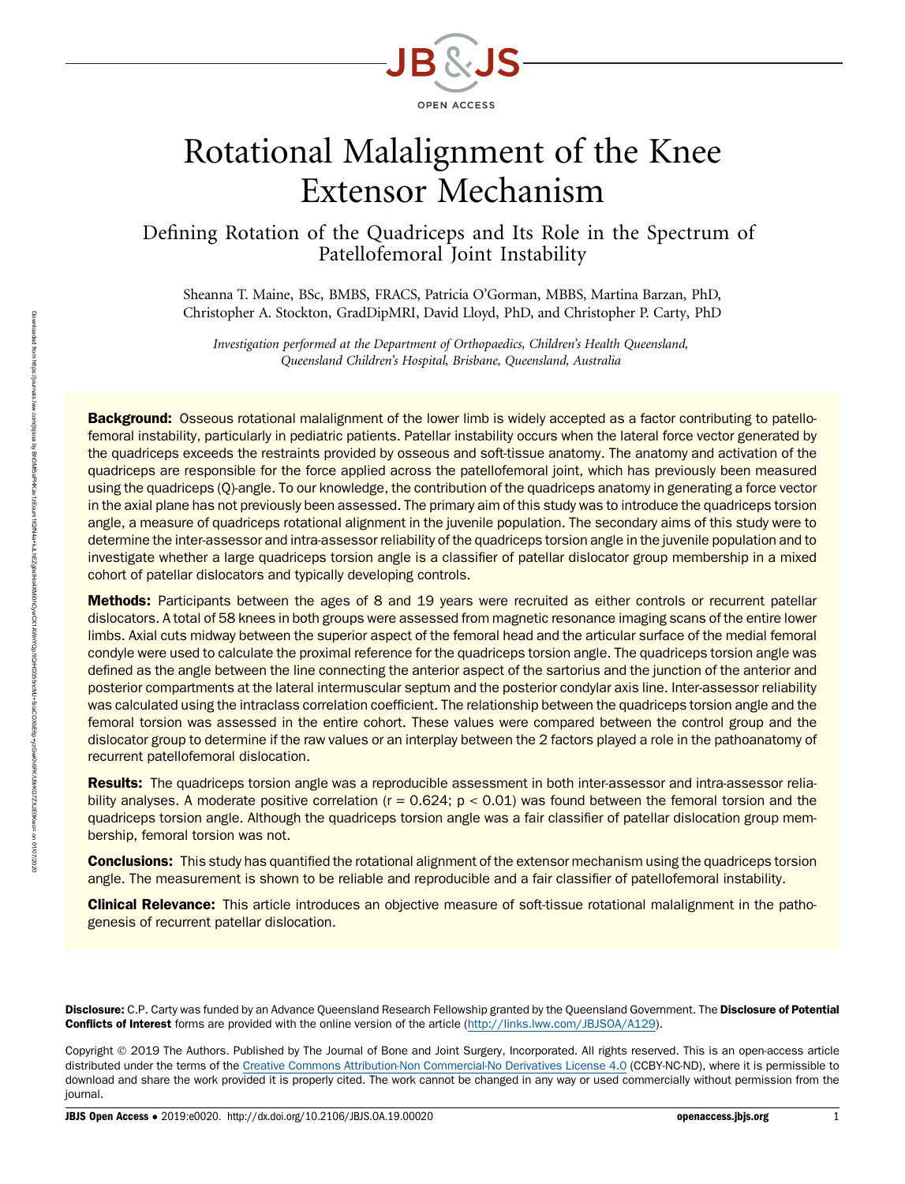# Rotational Malalignment of the Knee Extensor Mechanism

## Defining Rotation of the Quadriceps and Its Role in the Spectrum of Patellofemoral Joint Instability

Sheanna T. Maine, BSc, BMBS, FRACS, Patricia O'Gorman, MBBS, Martina Barzan, PhD, Christopher A. Stockton, GradDipMRI, David Lloyd, PhD, and Christopher P. Carty, PhD

*Investigation performed at the Department of Orthopaedics, Children's Health Queensland, Queensland Children's Hospital, Brisbane, Queensland, Australia*

**Background:** Osseous rotational malalignment of the lower limb is widely accepted as a factor contributing to patellofemoral instability, particularly in pediatric patients. Patellar instability occurs when the lateral force vector generated by the quadriceps exceeds the restraints provided by osseous and soft-tissue anatomy. The anatomy and activation of the quadriceps are responsible for the force applied across the patellofemoral joint, which has previously been measured using the quadriceps (Q)-angle. To our knowledge, the contribution of the quadriceps anatomy in generating a force vector in the axial plane has not previously been assessed. The primary aim of this study was to introduce the quadriceps torsion angle, a measure of quadriceps rotational alignment in the juvenile population. The secondary aims of this study were to determine the inter-assessor and intra-assessor reliability of the quadriceps torsion angle in the juvenile population and to investigate whether a large quadriceps torsion angle is a classifier of patellar dislocator group membership in a mixed cohort of patellar dislocators and typically developing controls.

**Methods:** Participants between the ages of 8 and 19 years were recruited as either controls or recurrent patellar dislocators. A total of 58 knees in both groups were assessed from magnetic resonance imaging scans of the entire lower limbs. Axial cuts midway between the superior aspect of the femoral head and the articular surface of the medial femoral condyle were used to calculate the proximal reference for the quadriceps torsion angle. The quadriceps torsion angle was defined as the angle between the line connecting the anterior aspect of the sartorius and the junction of the anterior and posterior compartments at the lateral intermuscular septum and the posterior condylar axis line. Inter-assessor reliability was calculated using the intraclass correlation coefficient. The relationship between the quadriceps torsion angle and the femoral torsion was assessed in the entire cohort. These values were compared between the control group and the dislocator group to determine if the raw values or an interplay between the 2 factors played a role in the pathoanatomy of recurrent patellofemoral dislocation.

**Results:** The quadriceps torsion angle was a reproducible assessment in both inter-assessor and intra-assessor reliability analyses. A moderate positive correlation ($r = 0.624$; $p < 0.01$) was found between the femoral torsion and the quadriceps torsion angle. Although the quadriceps torsion angle was a fair classifier of patellar dislocation group membership, femoral torsion was not.

**Conclusions:** This study has quantified the rotational alignment of the extensor mechanism using the quadriceps torsion angle. The measurement is shown to be reliable and reproducible and a fair classifier of patellofemoral instability.

**Clinical Relevance:** This article introduces an objective measure of soft-tissue rotational malalignment in the pathogenesis of recurrent patellar dislocation.

**Disclosure:** C.P. Carty was funded by an Advance Queensland Research Fellowship granted by the Queensland Government. The **Disclosure of Potential Conflicts of Interest** forms are provided with the online version of the article (http://links.lww.com/JBJSOA/A129).

Copyright © 2019 The Authors. Published by The Journal of Bone and Joint Surgery, Incorporated. All rights reserved. This is an open-access article distributed under the terms of the Creative Commons Attribution-Non Commercial-No Derivatives License 4.0 (CCBY-NC-ND), where it is permissible to download and share the work provided it is properly cited. The work cannot be changed in any way or used commercially without permission from the journal.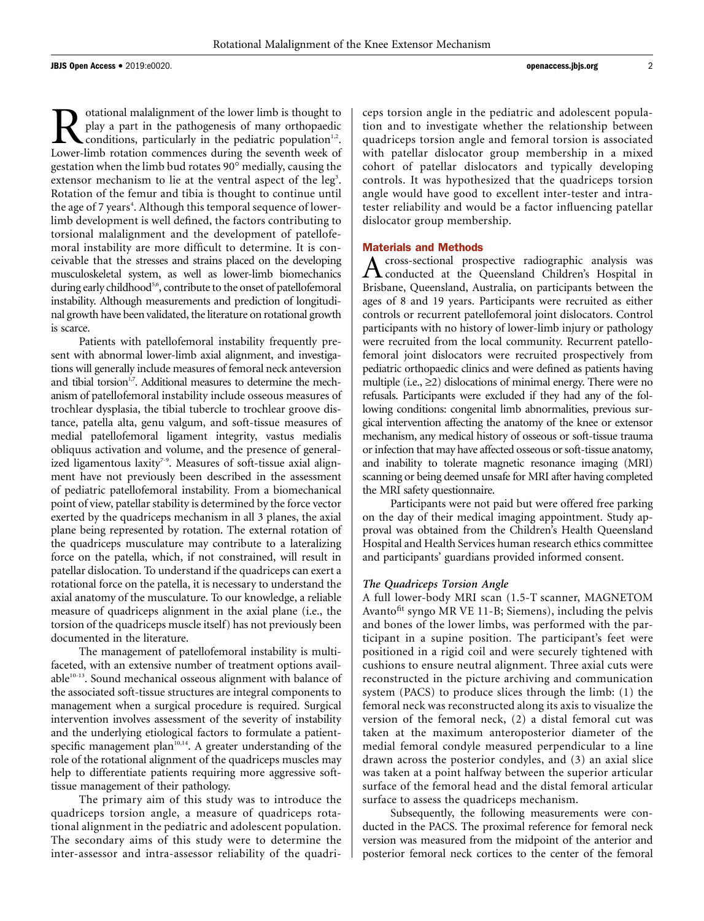Rotational malalignment of the lower limb is thought to play a part in the pathogenesis of many orthopaedic conditions, particularly in the pediatric population[1,2]. Lower-limb rotation commences during the seventh week of gestation when the limb bud rotates 90° medially, causing the extensor mechanism to lie at the ventral aspect of the leg[3]. Rotation of the femur and tibia is thought to continue until the age of 7 years[4]. Although this temporal sequence of lower-limb development is well defined, the factors contributing to torsional malalignment and the development of patellofemoral instability are more difficult to determine. It is conceivable that the stresses and strains placed on the developing musculoskeletal system, as well as lower-limb biomechanics during early childhood[5,6], contribute to the onset of patellofemoral instability. Although measurements and prediction of longitudinal growth have been validated, the literature on rotational growth is scarce.

Patients with patellofemoral instability frequently present with abnormal lower-limb axial alignment, and investigations will generally include measures of femoral neck anteversion and tibial torsion[1,7]. Additional measures to determine the mechanism of patellofemoral instability include osseous measures of trochlear dysplasia, the tibial tubercle to trochlear groove distance, patella alta, genu valgum, and soft-tissue measures of medial patellofemoral ligament integrity, vastus medialis obliquus activation and volume, and the presence of generalized ligamentous laxity[7-9]. Measures of soft-tissue axial alignment have not previously been described in the assessment of pediatric patellofemoral instability. From a biomechanical point of view, patellar stability is determined by the force vector exerted by the quadriceps mechanism in all 3 planes, the axial plane being represented by rotation. The external rotation of the quadriceps musculature may contribute to a lateralizing force on the patella, which, if not constrained, will result in patellar dislocation. To understand if the quadriceps can exert a rotational force on the patella, it is necessary to understand the axial anatomy of the musculature. To our knowledge, a reliable measure of quadriceps alignment in the axial plane (i.e., the torsion of the quadriceps muscle itself) has not previously been documented in the literature.

The management of patellofemoral instability is multifaceted, with an extensive number of treatment options available[10-13]. Sound mechanical osseous alignment with balance of the associated soft-tissue structures are integral components to management when a surgical procedure is required. Surgical intervention involves assessment of the severity of instability and the underlying etiological factors to formulate a patient-specific management plan[10,14]. A greater understanding of the role of the rotational alignment of the quadriceps muscles may help to differentiate patients requiring more aggressive soft-tissue management of their pathology.

The primary aim of this study was to introduce the quadriceps torsion angle, a measure of quadriceps rotational alignment in the pediatric and adolescent population. The secondary aims of this study were to determine the inter-assessor and intra-assessor reliability of the quadriceps torsion angle in the pediatric and adolescent population and to investigate whether the relationship between quadriceps torsion angle and femoral torsion is associated with patellar dislocator group membership in a mixed cohort of patellar dislocators and typically developing controls. It was hypothesized that the quadriceps torsion angle would have good to excellent inter-tester and intra-tester reliability and would be a factor influencing patellar dislocator group membership.

## Materials and Methods

A cross-sectional prospective radiographic analysis was conducted at the Queensland Children's Hospital in Brisbane, Queensland, Australia, on participants between the ages of 8 and 19 years. Participants were recruited as either controls or recurrent patellofemoral joint dislocators. Control participants with no history of lower-limb injury or pathology were recruited from the local community. Recurrent patellofemoral joint dislocators were recruited prospectively from pediatric orthopaedic clinics and were defined as patients having multiple (i.e., ≥2) dislocations of minimal energy. There were no refusals. Participants were excluded if they had any of the following conditions: congenital limb abnormalities, previous surgical intervention affecting the anatomy of the knee or extensor mechanism, any medical history of osseous or soft-tissue trauma or infection that may have affected osseous or soft-tissue anatomy, and inability to tolerate magnetic resonance imaging (MRI) scanning or being deemed unsafe for MRI after having completed the MRI safety questionnaire.

Participants were not paid but were offered free parking on the day of their medical imaging appointment. Study approval was obtained from the Children's Health Queensland Hospital and Health Services human research ethics committee and participants' guardians provided informed consent.

### The Quadriceps Torsion Angle

A full lower-body MRI scan (1.5-T scanner, MAGNETOM Avanto$^{fit}$ syngo MR VE 11-B; Siemens), including the pelvis and bones of the lower limbs, was performed with the participant in a supine position. The participant's feet were positioned in a rigid coil and were securely tightened with cushions to ensure neutral alignment. Three axial cuts were reconstructed in the picture archiving and communication system (PACS) to produce slices through the limb: (1) the femoral neck was reconstructed along its axis to visualize the version of the femoral neck, (2) a distal femoral cut was taken at the maximum anteroposterior diameter of the medial femoral condyle measured perpendicular to a line drawn across the posterior condyles, and (3) an axial slice was taken at a point halfway between the superior articular surface of the femoral head and the distal femoral articular surface to assess the quadriceps mechanism.

Subsequently, the following measurements were conducted in the PACS. The proximal reference for femoral neck version was measured from the midpoint of the anterior and posterior femoral neck cortices to the center of the femoral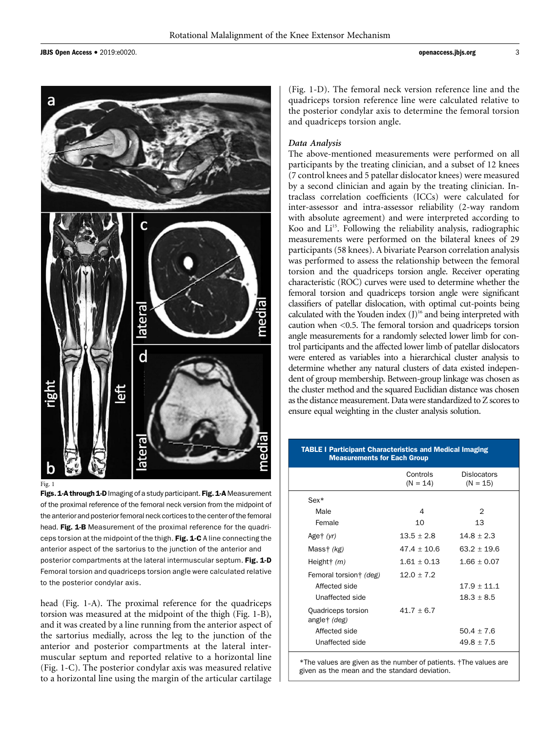Fig. 1

**Figs. 1-A through 1-D** Imaging of a study participant. **Fig. 1-A** Measurement of the proximal reference of the femoral neck version from the midpoint of the anterior and posterior femoral neck cortices to the center of the femoral head. **Fig. 1-B** Measurement of the proximal reference for the quadriceps torsion at the midpoint of the thigh. **Fig. 1-C** A line connecting the anterior aspect of the sartorius to the junction of the anterior and posterior compartments at the lateral intermuscular septum. **Fig. 1-D** Femoral torsion and quadriceps torsion angle were calculated relative to the posterior condylar axis.

head (Fig. 1-A). The proximal reference for the quadriceps torsion was measured at the midpoint of the thigh (Fig. 1-B), and it was created by a line running from the anterior aspect of the sartorius medially, across the leg to the junction of the anterior and posterior compartments at the lateral intermuscular septum and reported relative to a horizontal line (Fig. 1-C). The posterior condylar axis was measured relative to a horizontal line using the margin of the articular cartilage (Fig. 1-D). The femoral neck version reference line and the quadriceps torsion reference line were calculated relative to the posterior condylar axis to determine the femoral torsion and quadriceps torsion angle.

### *Data Analysis*

The above-mentioned measurements were performed on all participants by the treating clinician, and a subset of 12 knees (7 control knees and 5 patellar dislocator knees) were measured by a second clinician and again by the treating clinician. Intraclass correlation coefficients (ICCs) were calculated for inter-assessor and intra-assessor reliability (2-way random with absolute agreement) and were interpreted according to Koo and Li[15]. Following the reliability analysis, radiographic measurements were performed on the bilateral knees of 29 participants (58 knees). A bivariate Pearson correlation analysis was performed to assess the relationship between the femoral torsion and the quadriceps torsion angle. Receiver operating characteristic (ROC) curves were used to determine whether the femoral torsion and quadriceps torsion angle were significant classifiers of patellar dislocation, with optimal cut-points being calculated with the Youden index (J)[16] and being interpreted with caution when <0.5. The femoral torsion and quadriceps torsion angle measurements for a randomly selected lower limb for control participants and the affected lower limb of patellar dislocators were entered as variables into a hierarchical cluster analysis to determine whether any natural clusters of data existed independent of group membership. Between-group linkage was chosen as the cluster method and the squared Euclidian distance was chosen as the distance measurement. Data were standardized to Z scores to ensure equal weighting in the cluster analysis solution.

**TABLE I Participant Characteristics and Medical Imaging Measurements for Each Group**

| | Controls (N = 14) | Dislocators (N = 15) |
|---|---|---|
| Sex* | | |
| Male | 4 | 2 |
| Female | 10 | 13 |
| Age† *(yr)* | 13.5 ± 2.8 | 14.8 ± 2.3 |
| Mass† *(kg)* | 47.4 ± 10.6 | 63.2 ± 19.6 |
| Height† *(m)* | 1.61 ± 0.13 | 1.66 ± 0.07 |
| Femoral torsion† *(deg)* | 12.0 ± 7.2 | |
| Affected side | | 17.9 ± 11.1 |
| Unaffected side | | 18.3 ± 8.5 |
| Quadriceps torsion angle† *(deg)* | 41.7 ± 6.7 | |
| Affected side | | 50.4 ± 7.6 |
| Unaffected side | | 49.8 ± 7.5 |

*The values are given as the number of patients. †The values are given as the mean and the standard deviation.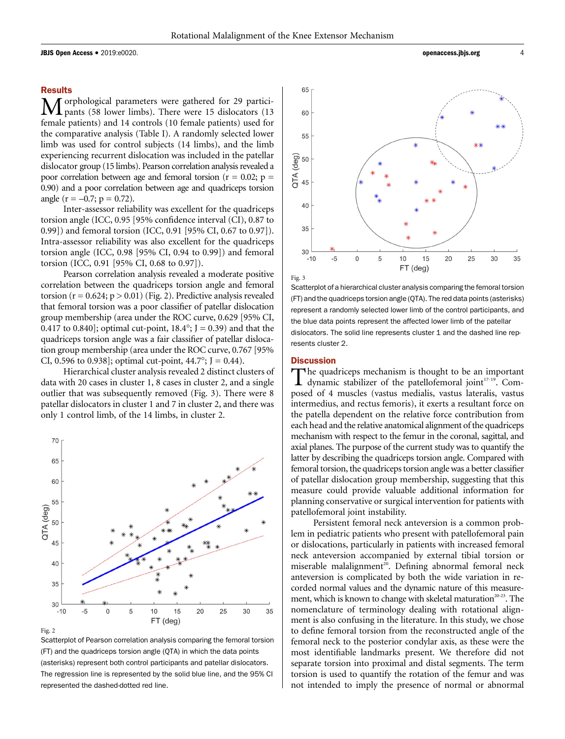## Results

Morphological parameters were gathered for 29 participants (58 lower limbs). There were 15 dislocators (13 female patients) and 14 controls (10 female patients) used for the comparative analysis (Table I). A randomly selected lower limb was used for control subjects (14 limbs), and the limb experiencing recurrent dislocation was included in the patellar dislocator group (15 limbs). Pearson correlation analysis revealed a poor correlation between age and femoral torsion ($r = 0.02$; $p = 0.90$) and a poor correlation between age and quadriceps torsion angle ($r = –0.7$; $p = 0.72$).

Inter-assessor reliability was excellent for the quadriceps torsion angle (ICC, 0.95 [95% confidence interval (CI), 0.87 to 0.99]) and femoral torsion (ICC, 0.91 [95% CI, 0.67 to 0.97]). Intra-assessor reliability was also excellent for the quadriceps torsion angle (ICC, 0.98 [95% CI, 0.94 to 0.99]) and femoral torsion (ICC, 0.91 [95% CI, 0.68 to 0.97]).

Pearson correlation analysis revealed a moderate positive correlation between the quadriceps torsion angle and femoral torsion ($r = 0.624$; $p > 0.01$) (Fig. 2). Predictive analysis revealed that femoral torsion was a poor classifier of patellar dislocation group membership (area under the ROC curve, 0.629 [95% CI, 0.417 to 0.840]; optimal cut-point, 18.4°; $J = 0.39$) and that the quadriceps torsion angle was a fair classifier of patellar dislocation group membership (area under the ROC curve, 0.767 [95% CI, 0.596 to 0.938]; optimal cut-point, 44.7°; $J = 0.44$).

Hierarchical cluster analysis revealed 2 distinct clusters of data with 20 cases in cluster 1, 8 cases in cluster 2, and a single outlier that was subsequently removed (Fig. 3). There were 8 patellar dislocators in cluster 1 and 7 in cluster 2, and there was only 1 control limb, of the 14 limbs, in cluster 2.

Fig. 2

Scatterplot of Pearson correlation analysis comparing the femoral torsion (FT) and the quadriceps torsion angle (QTA) in which the data points (asterisks) represent both control participants and patellar dislocators. The regression line is represented by the solid blue line, and the 95% CI represented the dashed-dotted red line.

Fig. 3

Scatterplot of a hierarchical cluster analysis comparing the femoral torsion (FT) and the quadriceps torsion angle (QTA). The red data points (asterisks) represent a randomly selected lower limb of the control participants, and the blue data points represent the affected lower limb of the patellar dislocators. The solid line represents cluster 1 and the dashed line represents cluster 2.

## Discussion

The quadriceps mechanism is thought to be an important dynamic stabilizer of the patellofemoral joint[17-19]. Composed of 4 muscles (vastus medialis, vastus lateralis, vastus intermedius, and rectus femoris), it exerts a resultant force on the patella dependent on the relative force contribution from each head and the relative anatomical alignment of the quadriceps mechanism with respect to the femur in the coronal, sagittal, and axial planes. The purpose of the current study was to quantify the latter by describing the quadriceps torsion angle. Compared with femoral torsion, the quadriceps torsion angle was a better classifier of patellar dislocation group membership, suggesting that this measure could provide valuable additional information for planning conservative or surgical intervention for patients with patellofemoral joint instability.

Persistent femoral neck anteversion is a common problem in pediatric patients who present with patellofemoral pain or dislocations, particularly in patients with increased femoral neck anteversion accompanied by external tibial torsion or miserable malalignment[20]. Defining abnormal femoral neck anteversion is complicated by both the wide variation in recorded normal values and the dynamic nature of this measurement, which is known to change with skeletal maturation[20-23]. The nomenclature of terminology dealing with rotational alignment is also confusing in the literature. In this study, we chose to define femoral torsion from the reconstructed angle of the femoral neck to the posterior condylar axis, as these were the most identifiable landmarks present. We therefore did not separate torsion into proximal and distal segments. The term torsion is used to quantify the rotation of the femur and was not intended to imply the presence of normal or abnormal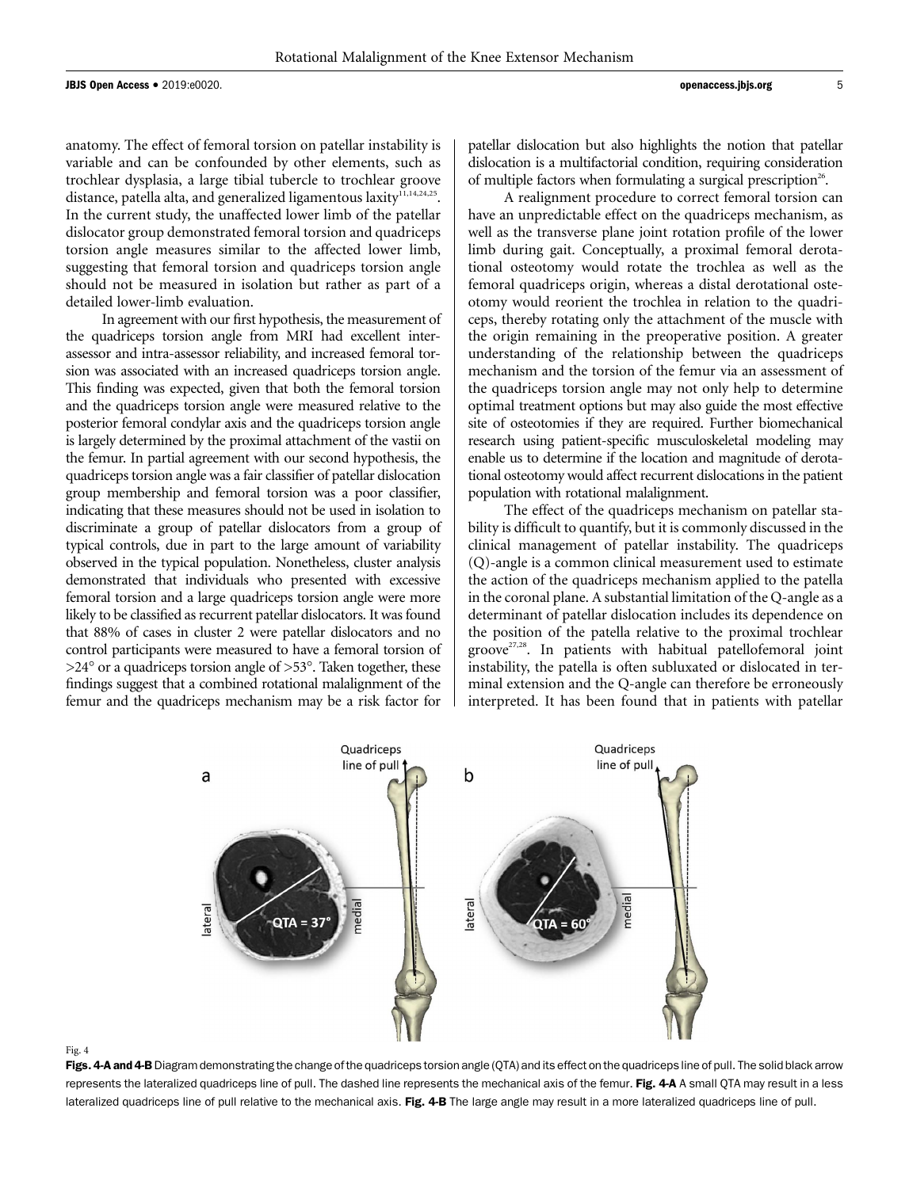anatomy. The effect of femoral torsion on patellar instability is variable and can be confounded by other elements, such as trochlear dysplasia, a large tibial tubercle to trochlear groove distance, patella alta, and generalized ligamentous laxity[11,14,24,25]. In the current study, the unaffected lower limb of the patellar dislocator group demonstrated femoral torsion and quadriceps torsion angle measures similar to the affected lower limb, suggesting that femoral torsion and quadriceps torsion angle should not be measured in isolation but rather as part of a detailed lower-limb evaluation.

In agreement with our first hypothesis, the measurement of the quadriceps torsion angle from MRI had excellent inter-assessor and intra-assessor reliability, and increased femoral torsion was associated with an increased quadriceps torsion angle. This finding was expected, given that both the femoral torsion and the quadriceps torsion angle were measured relative to the posterior femoral condylar axis and the quadriceps torsion angle is largely determined by the proximal attachment of the vastii on the femur. In partial agreement with our second hypothesis, the quadriceps torsion angle was a fair classifier of patellar dislocation group membership and femoral torsion was a poor classifier, indicating that these measures should not be used in isolation to discriminate a group of patellar dislocators from a group of typical controls, due in part to the large amount of variability observed in the typical population. Nonetheless, cluster analysis demonstrated that individuals who presented with excessive femoral torsion and a large quadriceps torsion angle were more likely to be classified as recurrent patellar dislocators. It was found that 88% of cases in cluster 2 were patellar dislocators and no control participants were measured to have a femoral torsion of >24° or a quadriceps torsion angle of >53°. Taken together, these findings suggest that a combined rotational malalignment of the femur and the quadriceps mechanism may be a risk factor for patellar dislocation but also highlights the notion that patellar dislocation is a multifactorial condition, requiring consideration of multiple factors when formulating a surgical prescription[26].

A realignment procedure to correct femoral torsion can have an unpredictable effect on the quadriceps mechanism, as well as the transverse plane joint rotation profile of the lower limb during gait. Conceptually, a proximal femoral derotational osteotomy would rotate the trochlea as well as the femoral quadriceps origin, whereas a distal derotational osteotomy would reorient the trochlea in relation to the quadriceps, thereby rotating only the attachment of the muscle with the origin remaining in the preoperative position. A greater understanding of the relationship between the quadriceps mechanism and the torsion of the femur via an assessment of the quadriceps torsion angle may not only help to determine optimal treatment options but may also guide the most effective site of osteotomies if they are required. Further biomechanical research using patient-specific musculoskeletal modeling may enable us to determine if the location and magnitude of derotational osteotomy would affect recurrent dislocations in the patient population with rotational malalignment.

The effect of the quadriceps mechanism on patellar stability is difficult to quantify, but it is commonly discussed in the clinical management of patellar instability. The quadriceps (Q)-angle is a common clinical measurement used to estimate the action of the quadriceps mechanism applied to the patella in the coronal plane. A substantial limitation of the Q-angle as a determinant of patellar dislocation includes its dependence on the position of the patella relative to the proximal trochlear groove[27,28]. In patients with habitual patellofemoral joint instability, the patella is often subluxated or dislocated in terminal extension and the Q-angle can therefore be erroneously interpreted. It has been found that in patients with patellar

Fig. 4

**Figs. 4-A and 4-B** Diagram demonstrating the change of the quadriceps torsion angle (QTA) and its effect on the quadriceps line of pull. The solid black arrow represents the lateralized quadriceps line of pull. The dashed line represents the mechanical axis of the femur. **Fig. 4-A** A small QTA may result in a less lateralized quadriceps line of pull relative to the mechanical axis. **Fig. 4-B** The large angle may result in a more lateralized quadriceps line of pull.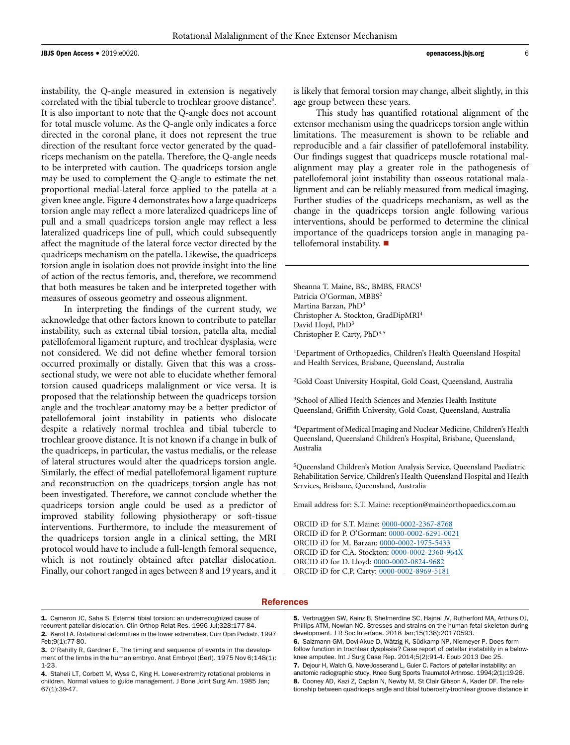instability, the Q-angle measured in extension is negatively correlated with the tibial tubercle to trochlear groove distance[8]. It is also important to note that the Q-angle does not account for total muscle volume. As the Q-angle only indicates a force directed in the coronal plane, it does not represent the true direction of the resultant force vector generated by the quadriceps mechanism on the patella. Therefore, the Q-angle needs to be interpreted with caution. The quadriceps torsion angle may be used to complement the Q-angle to estimate the net proportional medial-lateral force applied to the patella at a given knee angle. Figure 4 demonstrates how a large quadriceps torsion angle may reflect a more lateralized quadriceps line of pull and a small quadriceps torsion angle may reflect a less lateralized quadriceps line of pull, which could subsequently affect the magnitude of the lateral force vector directed by the quadriceps mechanism on the patella. Likewise, the quadriceps torsion angle in isolation does not provide insight into the line of action of the rectus femoris, and, therefore, we recommend that both measures be taken and be interpreted together with measures of osseous geometry and osseous alignment.

In interpreting the findings of the current study, we acknowledge that other factors known to contribute to patellar instability, such as external tibial torsion, patella alta, medial patellofemoral ligament rupture, and trochlear dysplasia, were not considered. We did not define whether femoral torsion occurred proximally or distally. Given that this was a cross-sectional study, we were not able to elucidate whether femoral torsion caused quadriceps malalignment or vice versa. It is proposed that the relationship between the quadriceps torsion angle and the trochlear anatomy may be a better predictor of patellofemoral joint instability in patients who dislocate despite a relatively normal trochlea and tibial tubercle to trochlear groove distance. It is not known if a change in bulk of the quadriceps, in particular, the vastus medialis, or the release of lateral structures would alter the quadriceps torsion angle. Similarly, the effect of medial patellofemoral ligament rupture and reconstruction on the quadriceps torsion angle has not been investigated. Therefore, we cannot conclude whether the quadriceps torsion angle could be used as a predictor of improved stability following physiotherapy or soft-tissue interventions. Furthermore, to include the measurement of the quadriceps torsion angle in a clinical setting, the MRI protocol would have to include a full-length femoral sequence, which is not routinely obtained after patellar dislocation. Finally, our cohort ranged in ages between 8 and 19 years, and it is likely that femoral torsion may change, albeit slightly, in this age group between these years.

This study has quantified rotational alignment of the extensor mechanism using the quadriceps torsion angle within limitations. The measurement is shown to be reliable and reproducible and a fair classifier of patellofemoral instability. Our findings suggest that quadriceps muscle rotational malalignment may play a greater role in the pathogenesis of patellofemoral joint instability than osseous rotational malalignment and can be reliably measured from medical imaging. Further studies of the quadriceps mechanism, as well as the change in the quadriceps torsion angle following various interventions, should be performed to determine the clinical importance of the quadriceps torsion angle in managing patellofemoral instability. ■

---

Sheanna T. Maine, BSc, BMBS, FRACS[1]
Patricia O'Gorman, MBBS[2]
Martina Barzan, PhD[3]
Christopher A. Stockton, GradDipMRI[4]
David Lloyd, PhD[3]
Christopher P. Carty, PhD[3,5]

[1]Department of Orthopaedics, Children's Health Queensland Hospital and Health Services, Brisbane, Queensland, Australia

[2]Gold Coast University Hospital, Gold Coast, Queensland, Australia

[3]School of Allied Health Sciences and Menzies Health Institute Queensland, Griffith University, Gold Coast, Queensland, Australia

[4]Department of Medical Imaging and Nuclear Medicine, Children's Health Queensland, Queensland Children's Hospital, Brisbane, Queensland, Australia

[5]Queensland Children's Motion Analysis Service, Queensland Paediatric Rehabilitation Service, Children's Health Queensland Hospital and Health Services, Brisbane, Queensland, Australia

Email address for: S.T. Maine: reception@maineorthopaedics.com.au

ORCID iD for S.T. Maine: 0000-0002-2367-8768
ORCID iD for P. O'Gorman: 0000-0002-6291-0021
ORCID iD for M. Barzan: 0000-0002-1975-5433
ORCID iD for C.A. Stockton: 0000-0002-2360-964X
ORCID iD for D. Lloyd: 0000-0002-0824-9682
ORCID iD for C.P. Carty: 0000-0002-8969-5181

## References

1. Cameron JC, Saha S. External tibial torsion: an underrecognized cause of recurrent patellar dislocation. Clin Orthop Relat Res. 1996 Jul;328:177-84.
2. Karol LA. Rotational deformities in the lower extremities. Curr Opin Pediatr. 1997 Feb;9(1):77-80.
3. O'Rahilly R, Gardner E. The timing and sequence of events in the development of the limbs in the human embryo. Anat Embryol (Berl). 1975 Nov 6;148(1):1-23.
4. Staheli LT, Corbett M, Wyss C, King H. Lower-extremity rotational problems in children. Normal values to guide management. J Bone Joint Surg Am. 1985 Jan;67(1):39-47.
5. Verbruggen SW, Kainz B, Shelmerdine SC, Hajnal JV, Rutherford MA, Arthurs OJ, Phillips ATM, Nowlan NC. Stresses and strains on the human fetal skeleton during development. J R Soc Interface. 2018 Jan;15(138):20170593.
6. Salzmann GM, Dovi-Akue D, Wätzig K, Südkamp NP, Niemeyer P. Does form follow function in trochlear dysplasia? Case report of patellar instability in a below-knee amputee. Int J Surg Case Rep. 2014;5(2):91-4. Epub 2013 Dec 25.
7. Dejour H, Walch G, Nove-Josserand L, Guier C. Factors of patellar instability: an anatomic radiographic study. Knee Surg Sports Traumatol Arthrosc. 1994;2(1):19-26.
8. Cooney AD, Kazi Z, Caplan N, Newby M, St Clair Gibson A, Kader DF. The relationship between quadriceps angle and tibial tuberosity-trochlear groove distance in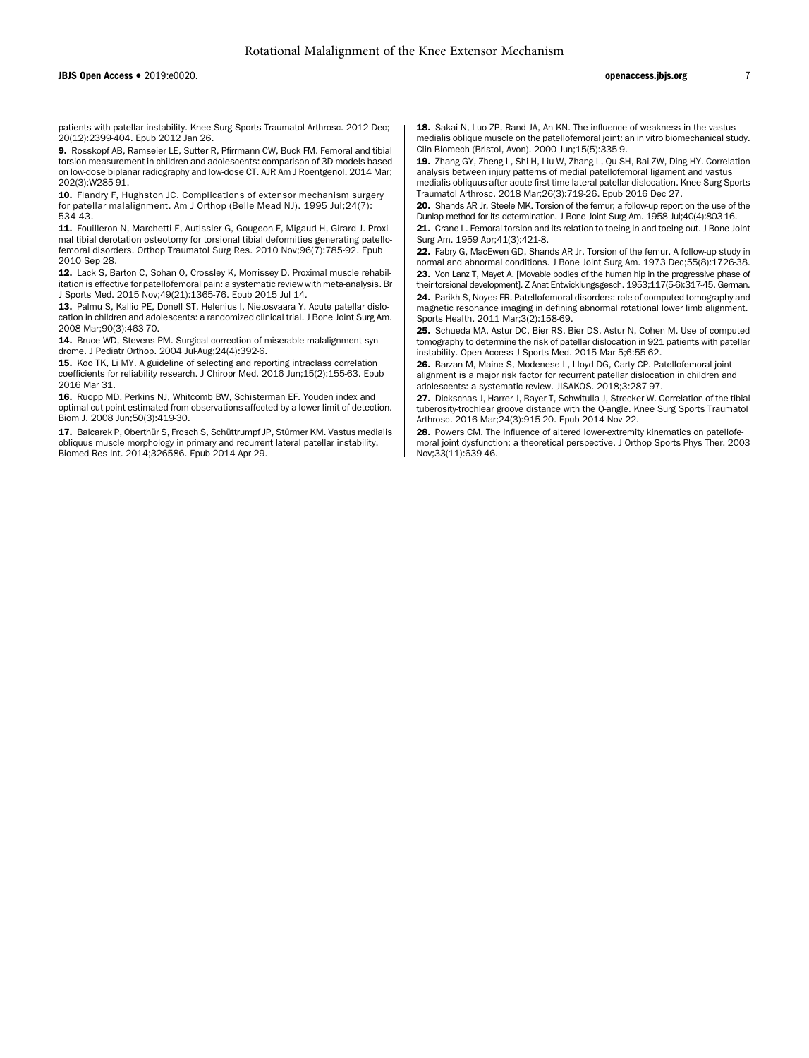patients with patellar instability. Knee Surg Sports Traumatol Arthrosc. 2012 Dec; 20(12):2399-404. Epub 2012 Jan 26.

**9.** Rosskopf AB, Ramseier LE, Sutter R, Pfirrmann CW, Buck FM. Femoral and tibial torsion measurement in children and adolescents: comparison of 3D models based on low-dose biplanar radiography and low-dose CT. AJR Am J Roentgenol. 2014 Mar; 202(3):W285-91.

**10.** Flandry F, Hughston JC. Complications of extensor mechanism surgery for patellar malalignment. Am J Orthop (Belle Mead NJ). 1995 Jul;24(7): 534-43.

**11.** Fouilleron N, Marchetti E, Autissier G, Gougeon F, Migaud H, Girard J. Proximal tibial derotation osteotomy for torsional tibial deformities generating patello-femoral disorders. Orthop Traumatol Surg Res. 2010 Nov;96(7):785-92. Epub 2010 Sep 28.

**12.** Lack S, Barton C, Sohan O, Crossley K, Morrissey D. Proximal muscle rehabilitation is effective for patellofemoral pain: a systematic review with meta-analysis. Br J Sports Med. 2015 Nov;49(21):1365-76. Epub 2015 Jul 14.

**13.** Palmu S, Kallio PE, Donell ST, Helenius I, Nietosvaara Y. Acute patellar dislocation in children and adolescents: a randomized clinical trial. J Bone Joint Surg Am. 2008 Mar;90(3):463-70.

**14.** Bruce WD, Stevens PM. Surgical correction of miserable malalignment syndrome. J Pediatr Orthop. 2004 Jul-Aug;24(4):392-6.

**15.** Koo TK, Li MY. A guideline of selecting and reporting intraclass correlation coefficients for reliability research. J Chiropr Med. 2016 Jun;15(2):155-63. Epub 2016 Mar 31.

**16.** Ruopp MD, Perkins NJ, Whitcomb BW, Schisterman EF. Youden index and optimal cut-point estimated from observations affected by a lower limit of detection. Biom J. 2008 Jun;50(3):419-30.

**17.** Balcarek P, Oberthür S, Frosch S, Schüttrumpf JP, Stürmer KM. Vastus medialis obliquus muscle morphology in primary and recurrent lateral patellar instability. Biomed Res Int. 2014;326586. Epub 2014 Apr 29.

**18.** Sakai N, Luo ZP, Rand JA, An KN. The influence of weakness in the vastus medialis oblique muscle on the patellofemoral joint: an in vitro biomechanical study. Clin Biomech (Bristol, Avon). 2000 Jun;15(5):335-9.

**19.** Zhang GY, Zheng L, Shi H, Liu W, Zhang L, Qu SH, Bai ZW, Ding HY. Correlation analysis between injury patterns of medial patellofemoral ligament and vastus medialis obliquus after acute first-time lateral patellar dislocation. Knee Surg Sports Traumatol Arthrosc. 2018 Mar;26(3):719-26. Epub 2016 Dec 27.

**20.** Shands AR Jr, Steele MK. Torsion of the femur; a follow-up report on the use of the Dunlap method for its determination. J Bone Joint Surg Am. 1958 Jul;40(4):803-16.

**21.** Crane L. Femoral torsion and its relation to toeing-in and toeing-out. J Bone Joint Surg Am. 1959 Apr;41(3):421-8.

**22.** Fabry G, MacEwen GD, Shands AR Jr. Torsion of the femur. A follow-up study in normal and abnormal conditions. J Bone Joint Surg Am. 1973 Dec;55(8):1726-38.

**23.** Von Lanz T, Mayet A. [Movable bodies of the human hip in the progressive phase of their torsional development]. Z Anat Entwicklungsgesch. 1953;117(5-6):317-45. German.

**24.** Parikh S, Noyes FR. Patellofemoral disorders: role of computed tomography and magnetic resonance imaging in defining abnormal rotational lower limb alignment. Sports Health. 2011 Mar;3(2):158-69.

**25.** Schueda MA, Astur DC, Bier RS, Bier DS, Astur N, Cohen M. Use of computed tomography to determine the risk of patellar dislocation in 921 patients with patellar instability. Open Access J Sports Med. 2015 Mar 5;6:55-62.

**26.** Barzan M, Maine S, Modenese L, Lloyd DG, Carty CP. Patellofemoral joint alignment is a major risk factor for recurrent patellar dislocation in children and adolescents: a systematic review. JISAKOS. 2018;3:287-97.

**27.** Dickschas J, Harrer J, Bayer T, Schwitulla J, Strecker W. Correlation of the tibial tuberosity-trochlear groove distance with the Q-angle. Knee Surg Sports Traumatol Arthrosc. 2016 Mar;24(3):915-20. Epub 2014 Nov 22.

**28.** Powers CM. The influence of altered lower-extremity kinematics on patellofemoral joint dysfunction: a theoretical perspective. J Orthop Sports Phys Ther. 2003 Nov;33(11):639-46.